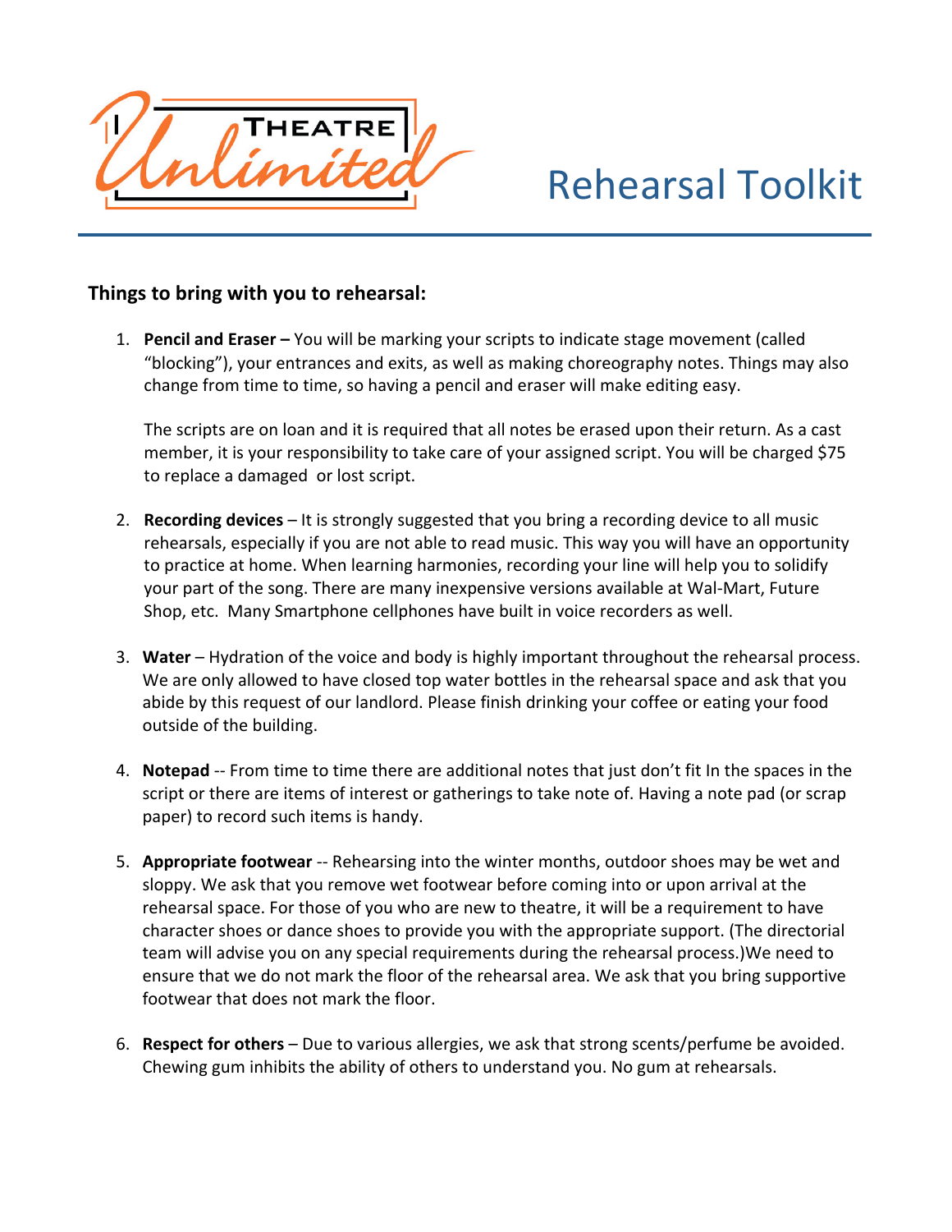Theatre Unlimited

# Rehearsal Toolkit

## Things to bring with you to rehearsal:

1. **Pencil and Eraser –** You will be marking your scripts to indicate stage movement (called "blocking"), your entrances and exits, as well as making choreography notes. Things may also change from time to time, so having a pencil and eraser will make editing easy.

   The scripts are on loan and it is required that all notes be erased upon their return. As a cast member, it is your responsibility to take care of your assigned script. You will be charged $75 to replace a damaged or lost script.

2. **Recording devices** – It is strongly suggested that you bring a recording device to all music rehearsals, especially if you are not able to read music. This way you will have an opportunity to practice at home. When learning harmonies, recording your line will help you to solidify your part of the song. There are many inexpensive versions available at Wal-Mart, Future Shop, etc. Many Smartphone cellphones have built in voice recorders as well.

3. **Water** – Hydration of the voice and body is highly important throughout the rehearsal process. We are only allowed to have closed top water bottles in the rehearsal space and ask that you abide by this request of our landlord. Please finish drinking your coffee or eating your food outside of the building.

4. **Notepad** -- From time to time there are additional notes that just don't fit In the spaces in the script or there are items of interest or gatherings to take note of. Having a note pad (or scrap paper) to record such items is handy.

5. **Appropriate footwear** -- Rehearsing into the winter months, outdoor shoes may be wet and sloppy. We ask that you remove wet footwear before coming into or upon arrival at the rehearsal space. For those of you who are new to theatre, it will be a requirement to have character shoes or dance shoes to provide you with the appropriate support. (The directorial team will advise you on any special requirements during the rehearsal process.)We need to ensure that we do not mark the floor of the rehearsal area. We ask that you bring supportive footwear that does not mark the floor.

6. **Respect for others** – Due to various allergies, we ask that strong scents/perfume be avoided. Chewing gum inhibits the ability of others to understand you. No gum at rehearsals.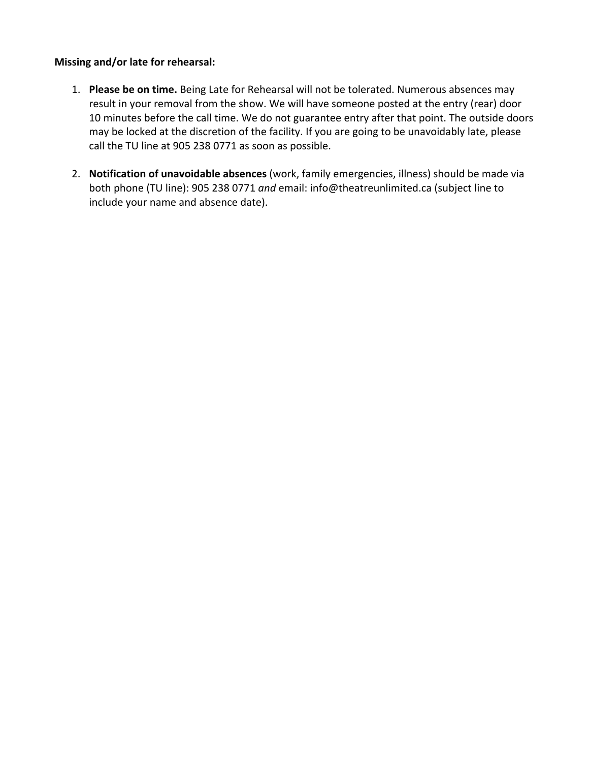**Missing and/or late for rehearsal:**

1. **Please be on time.** Being Late for Rehearsal will not be tolerated. Numerous absences may result in your removal from the show. We will have someone posted at the entry (rear) door 10 minutes before the call time. We do not guarantee entry after that point. The outside doors may be locked at the discretion of the facility. If you are going to be unavoidably late, please call the TU line at 905 238 0771 as soon as possible.

2. **Notification of unavoidable absences** (work, family emergencies, illness) should be made via both phone (TU line): 905 238 0771 *and* email: info@theatreunlimited.ca (subject line to include your name and absence date).